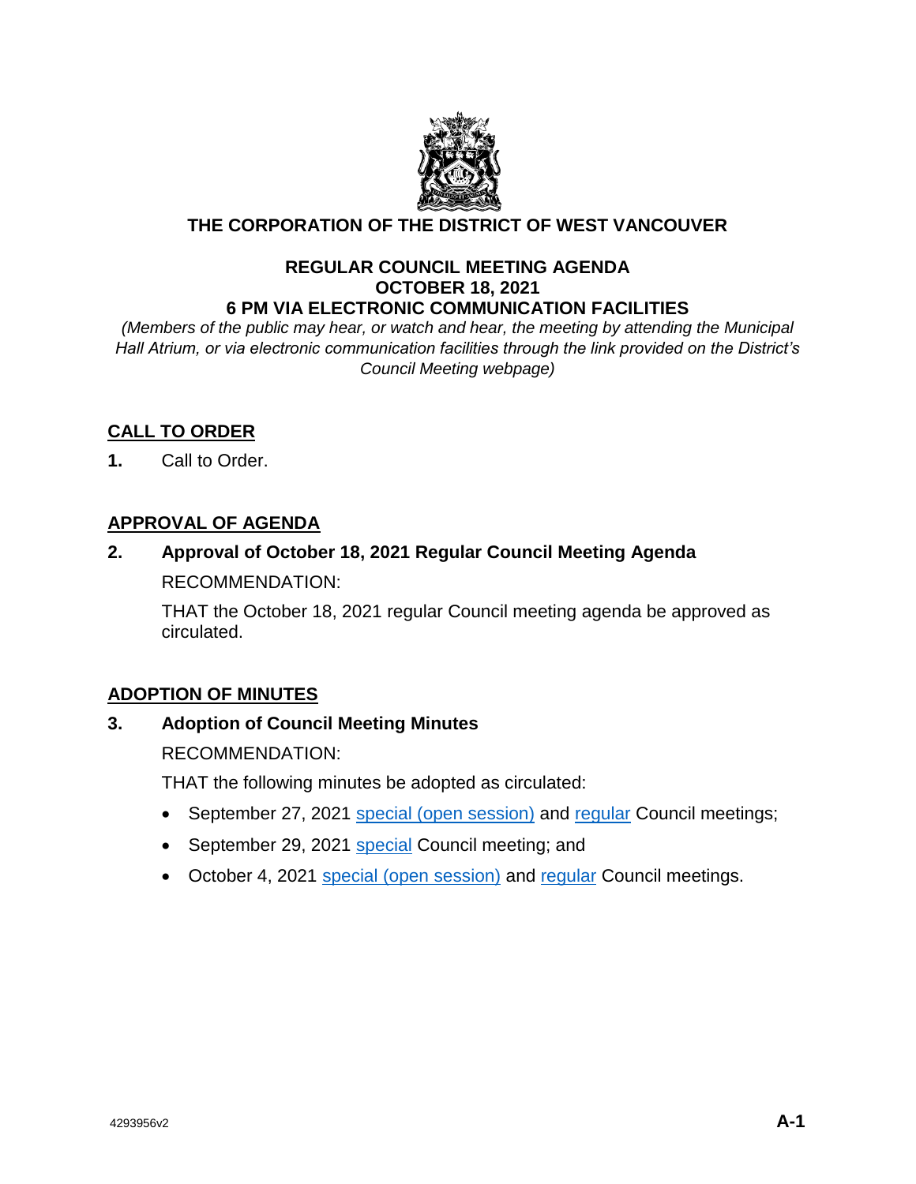# THE CORPORATION OF THE DISTRICT OF WEST VANCOUVER

## REGULAR COUNCIL MEETING AGENDA
## OCTOBER 18, 2021
## 6 PM VIA ELECTRONIC COMMUNICATION FACILITIES

*(Members of the public may hear, or watch and hear, the meeting by attending the Municipal Hall Atrium, or via electronic communication facilities through the link provided on the District's Council Meeting webpage)*

### CALL TO ORDER

**1.** Call to Order.

### APPROVAL OF AGENDA

**2. Approval of October 18, 2021 Regular Council Meeting Agenda**

RECOMMENDATION:

THAT the October 18, 2021 regular Council meeting agenda be approved as circulated.

### ADOPTION OF MINUTES

**3. Adoption of Council Meeting Minutes**

RECOMMENDATION:

THAT the following minutes be adopted as circulated:

- September 27, 2021 special (open session) and regular Council meetings;
- September 29, 2021 special Council meeting; and
- October 4, 2021 special (open session) and regular Council meetings.

4293956v2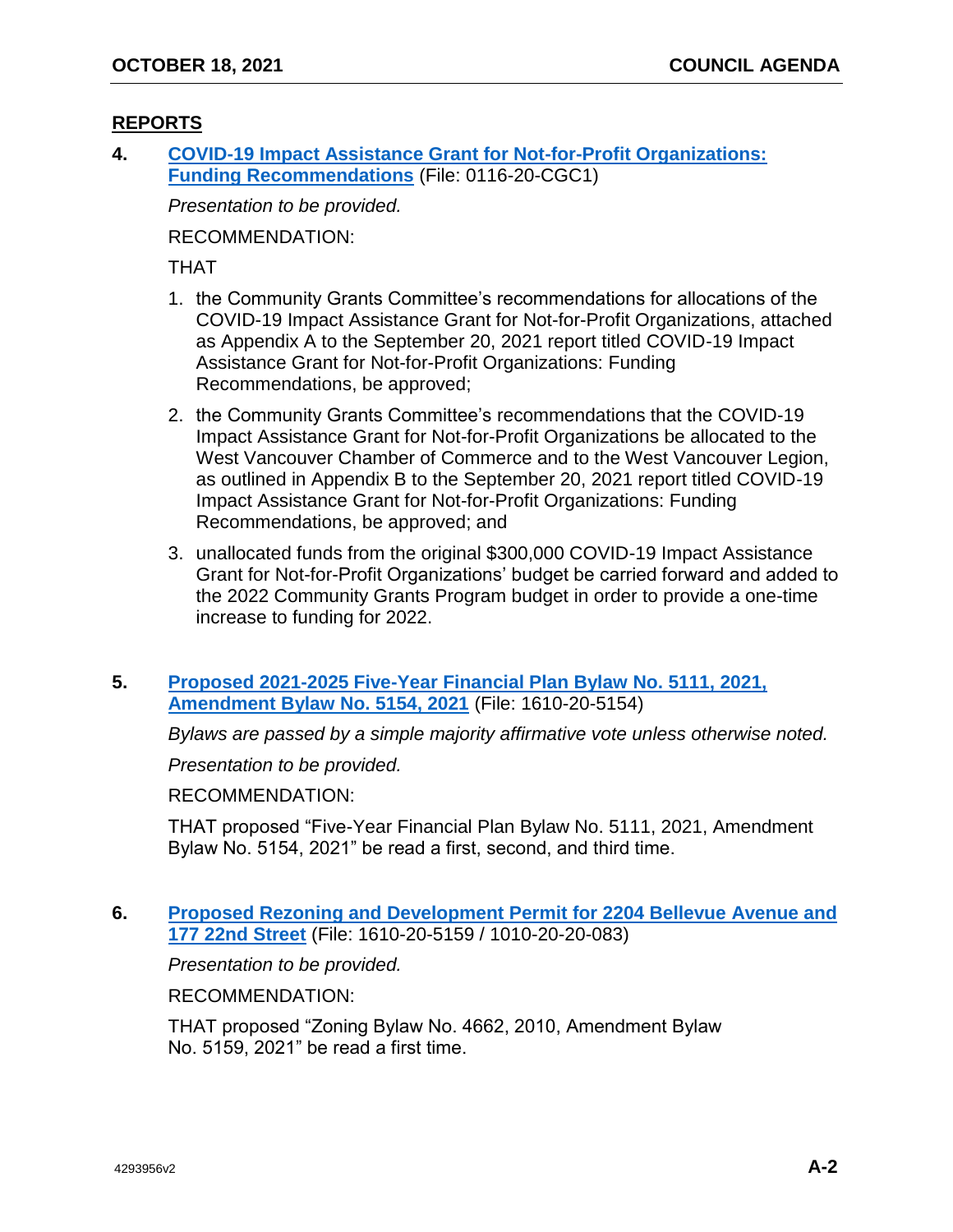## REPORTS

**4. COVID-19 Impact Assistance Grant for Not-for-Profit Organizations: Funding Recommendations** (File: 0116-20-CGC1)

*Presentation to be provided.*

RECOMMENDATION:

THAT

1. the Community Grants Committee's recommendations for allocations of the COVID-19 Impact Assistance Grant for Not-for-Profit Organizations, attached as Appendix A to the September 20, 2021 report titled COVID-19 Impact Assistance Grant for Not-for-Profit Organizations: Funding Recommendations, be approved;
2. the Community Grants Committee's recommendations that the COVID-19 Impact Assistance Grant for Not-for-Profit Organizations be allocated to the West Vancouver Chamber of Commerce and to the West Vancouver Legion, as outlined in Appendix B to the September 20, 2021 report titled COVID-19 Impact Assistance Grant for Not-for-Profit Organizations: Funding Recommendations, be approved; and
3. unallocated funds from the original $300,000 COVID-19 Impact Assistance Grant for Not-for-Profit Organizations' budget be carried forward and added to the 2022 Community Grants Program budget in order to provide a one-time increase to funding for 2022.

**5. Proposed 2021-2025 Five-Year Financial Plan Bylaw No. 5111, 2021, Amendment Bylaw No. 5154, 2021** (File: 1610-20-5154)

*Bylaws are passed by a simple majority affirmative vote unless otherwise noted.*

*Presentation to be provided.*

RECOMMENDATION:

THAT proposed "Five-Year Financial Plan Bylaw No. 5111, 2021, Amendment Bylaw No. 5154, 2021" be read a first, second, and third time.

**6. Proposed Rezoning and Development Permit for 2204 Bellevue Avenue and 177 22nd Street** (File: 1610-20-5159 / 1010-20-20-083)

*Presentation to be provided.*

RECOMMENDATION:

THAT proposed "Zoning Bylaw No. 4662, 2010, Amendment Bylaw No. 5159, 2021" be read a first time.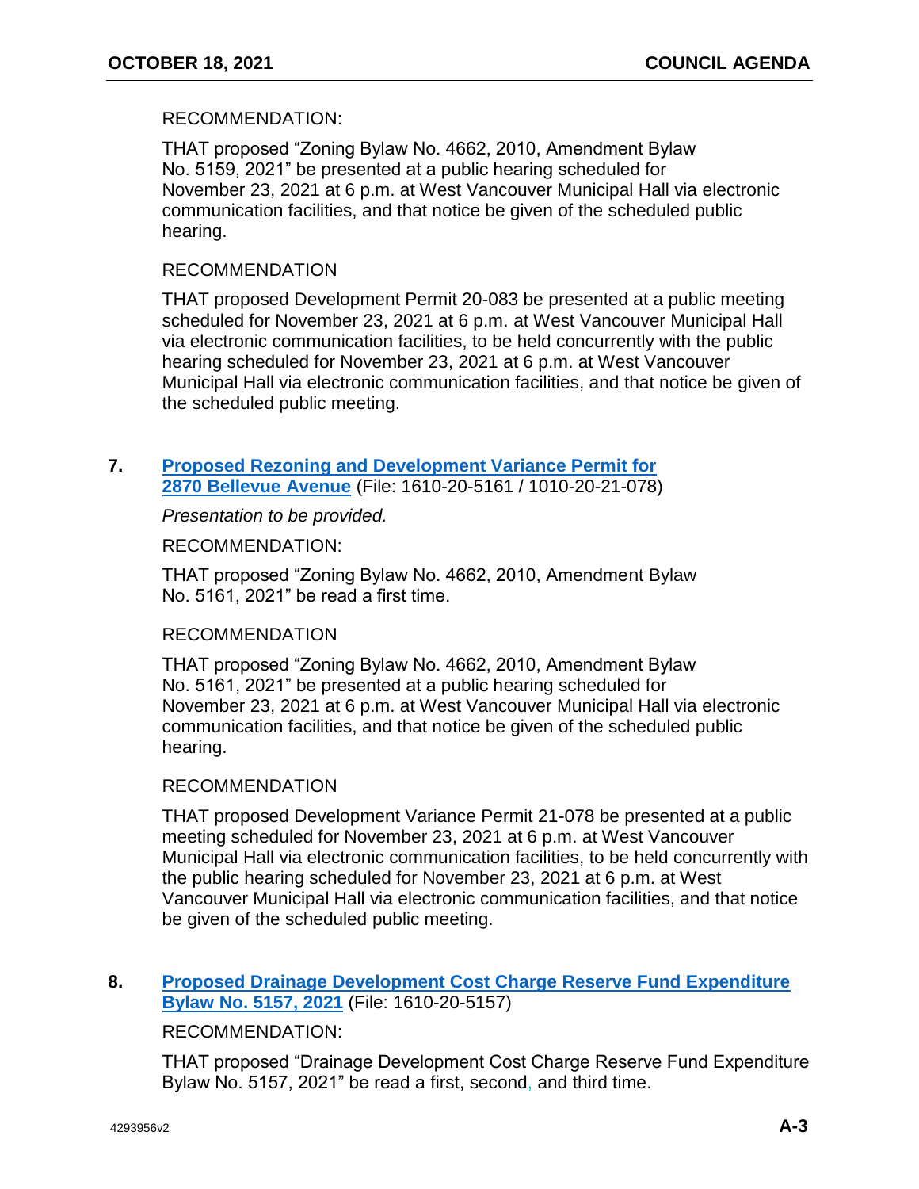RECOMMENDATION:

THAT proposed "Zoning Bylaw No. 4662, 2010, Amendment Bylaw No. 5159, 2021" be presented at a public hearing scheduled for November 23, 2021 at 6 p.m. at West Vancouver Municipal Hall via electronic communication facilities, and that notice be given of the scheduled public hearing.

RECOMMENDATION

THAT proposed Development Permit 20-083 be presented at a public meeting scheduled for November 23, 2021 at 6 p.m. at West Vancouver Municipal Hall via electronic communication facilities, to be held concurrently with the public hearing scheduled for November 23, 2021 at 6 p.m. at West Vancouver Municipal Hall via electronic communication facilities, and that notice be given of the scheduled public meeting.

**7. Proposed Rezoning and Development Variance Permit for 2870 Bellevue Avenue** (File: 1610-20-5161 / 1010-20-21-078)

*Presentation to be provided.*

RECOMMENDATION:

THAT proposed "Zoning Bylaw No. 4662, 2010, Amendment Bylaw No. 5161, 2021" be read a first time.

RECOMMENDATION

THAT proposed "Zoning Bylaw No. 4662, 2010, Amendment Bylaw No. 5161, 2021" be presented at a public hearing scheduled for November 23, 2021 at 6 p.m. at West Vancouver Municipal Hall via electronic communication facilities, and that notice be given of the scheduled public hearing.

RECOMMENDATION

THAT proposed Development Variance Permit 21-078 be presented at a public meeting scheduled for November 23, 2021 at 6 p.m. at West Vancouver Municipal Hall via electronic communication facilities, to be held concurrently with the public hearing scheduled for November 23, 2021 at 6 p.m. at West Vancouver Municipal Hall via electronic communication facilities, and that notice be given of the scheduled public meeting.

**8. Proposed Drainage Development Cost Charge Reserve Fund Expenditure Bylaw No. 5157, 2021** (File: 1610-20-5157)

RECOMMENDATION:

THAT proposed "Drainage Development Cost Charge Reserve Fund Expenditure Bylaw No. 5157, 2021" be read a first, second, and third time.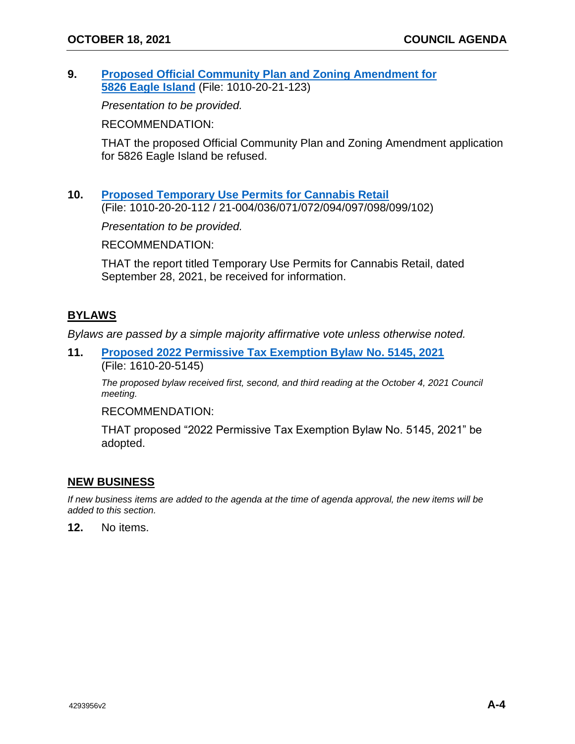**9. Proposed Official Community Plan and Zoning Amendment for 5826 Eagle Island** (File: 1010-20-21-123)

*Presentation to be provided.*

RECOMMENDATION:

THAT the proposed Official Community Plan and Zoning Amendment application for 5826 Eagle Island be refused.

**10. Proposed Temporary Use Permits for Cannabis Retail**
(File: 1010-20-20-112 / 21-004/036/071/072/094/097/098/099/102)

*Presentation to be provided.*

RECOMMENDATION:

THAT the report titled Temporary Use Permits for Cannabis Retail, dated September 28, 2021, be received for information.

## BYLAWS

*Bylaws are passed by a simple majority affirmative vote unless otherwise noted.*

**11. Proposed 2022 Permissive Tax Exemption Bylaw No. 5145, 2021**
(File: 1610-20-5145)

*The proposed bylaw received first, second, and third reading at the October 4, 2021 Council meeting.*

RECOMMENDATION:

THAT proposed "2022 Permissive Tax Exemption Bylaw No. 5145, 2021" be adopted.

## NEW BUSINESS

*If new business items are added to the agenda at the time of agenda approval, the new items will be added to this section.*

**12.** No items.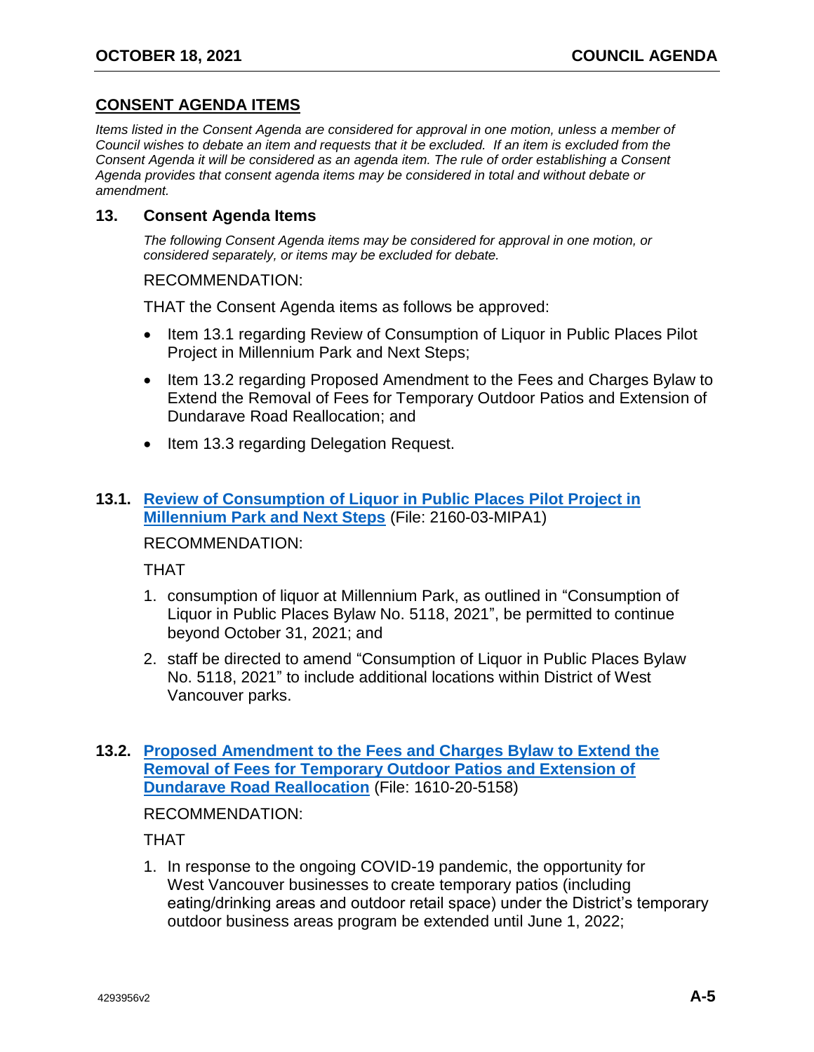## CONSENT AGENDA ITEMS

*Items listed in the Consent Agenda are considered for approval in one motion, unless a member of Council wishes to debate an item and requests that it be excluded. If an item is excluded from the Consent Agenda it will be considered as an agenda item. The rule of order establishing a Consent Agenda provides that consent agenda items may be considered in total and without debate or amendment.*

### 13. Consent Agenda Items

*The following Consent Agenda items may be considered for approval in one motion, or considered separately, or items may be excluded for debate.*

RECOMMENDATION:

THAT the Consent Agenda items as follows be approved:

- Item 13.1 regarding Review of Consumption of Liquor in Public Places Pilot Project in Millennium Park and Next Steps;
- Item 13.2 regarding Proposed Amendment to the Fees and Charges Bylaw to Extend the Removal of Fees for Temporary Outdoor Patios and Extension of Dundarave Road Reallocation; and
- Item 13.3 regarding Delegation Request.

### 13.1. Review of Consumption of Liquor in Public Places Pilot Project in Millennium Park and Next Steps (File: 2160-03-MIPA1)

RECOMMENDATION:

THAT

1. consumption of liquor at Millennium Park, as outlined in "Consumption of Liquor in Public Places Bylaw No. 5118, 2021", be permitted to continue beyond October 31, 2021; and
2. staff be directed to amend "Consumption of Liquor in Public Places Bylaw No. 5118, 2021" to include additional locations within District of West Vancouver parks.

### 13.2. Proposed Amendment to the Fees and Charges Bylaw to Extend the Removal of Fees for Temporary Outdoor Patios and Extension of Dundarave Road Reallocation (File: 1610-20-5158)

RECOMMENDATION:

THAT

1. In response to the ongoing COVID-19 pandemic, the opportunity for West Vancouver businesses to create temporary patios (including eating/drinking areas and outdoor retail space) under the District's temporary outdoor business areas program be extended until June 1, 2022;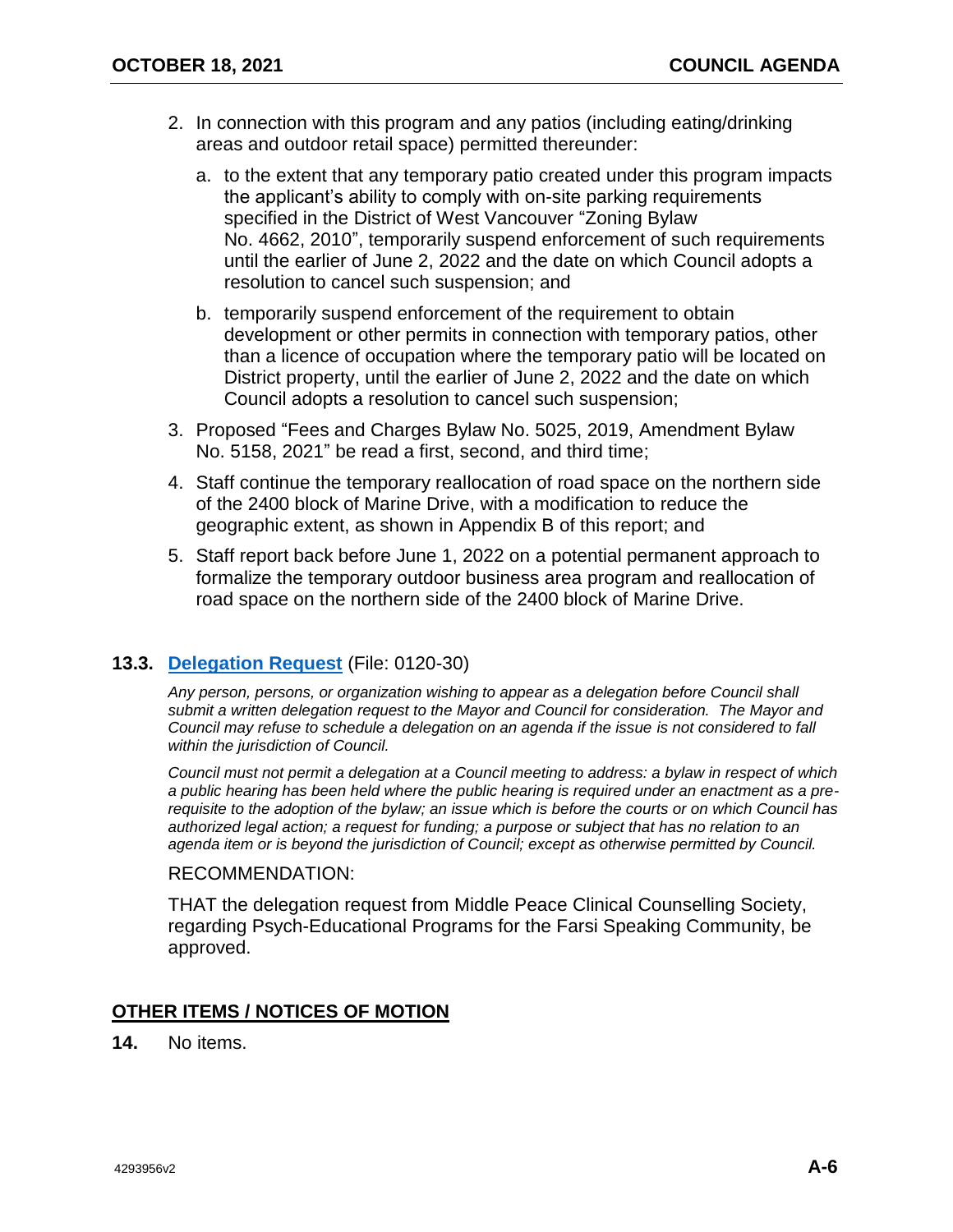2. In connection with this program and any patios (including eating/drinking areas and outdoor retail space) permitted thereunder:

   a. to the extent that any temporary patio created under this program impacts the applicant's ability to comply with on-site parking requirements specified in the District of West Vancouver "Zoning Bylaw No. 4662, 2010", temporarily suspend enforcement of such requirements until the earlier of June 2, 2022 and the date on which Council adopts a resolution to cancel such suspension; and

   b. temporarily suspend enforcement of the requirement to obtain development or other permits in connection with temporary patios, other than a licence of occupation where the temporary patio will be located on District property, until the earlier of June 2, 2022 and the date on which Council adopts a resolution to cancel such suspension;

3. Proposed "Fees and Charges Bylaw No. 5025, 2019, Amendment Bylaw No. 5158, 2021" be read a first, second, and third time;

4. Staff continue the temporary reallocation of road space on the northern side of the 2400 block of Marine Drive, with a modification to reduce the geographic extent, as shown in Appendix B of this report; and

5. Staff report back before June 1, 2022 on a potential permanent approach to formalize the temporary outdoor business area program and reallocation of road space on the northern side of the 2400 block of Marine Drive.

### 13.3. Delegation Request (File: 0120-30)

*Any person, persons, or organization wishing to appear as a delegation before Council shall submit a written delegation request to the Mayor and Council for consideration. The Mayor and Council may refuse to schedule a delegation on an agenda if the issue is not considered to fall within the jurisdiction of Council.*

*Council must not permit a delegation at a Council meeting to address: a bylaw in respect of which a public hearing has been held where the public hearing is required under an enactment as a pre-requisite to the adoption of the bylaw; an issue which is before the courts or on which Council has authorized legal action; a request for funding; a purpose or subject that has no relation to an agenda item or is beyond the jurisdiction of Council; except as otherwise permitted by Council.*

RECOMMENDATION:

THAT the delegation request from Middle Peace Clinical Counselling Society, regarding Psych-Educational Programs for the Farsi Speaking Community, be approved.

## OTHER ITEMS / NOTICES OF MOTION

**14.** No items.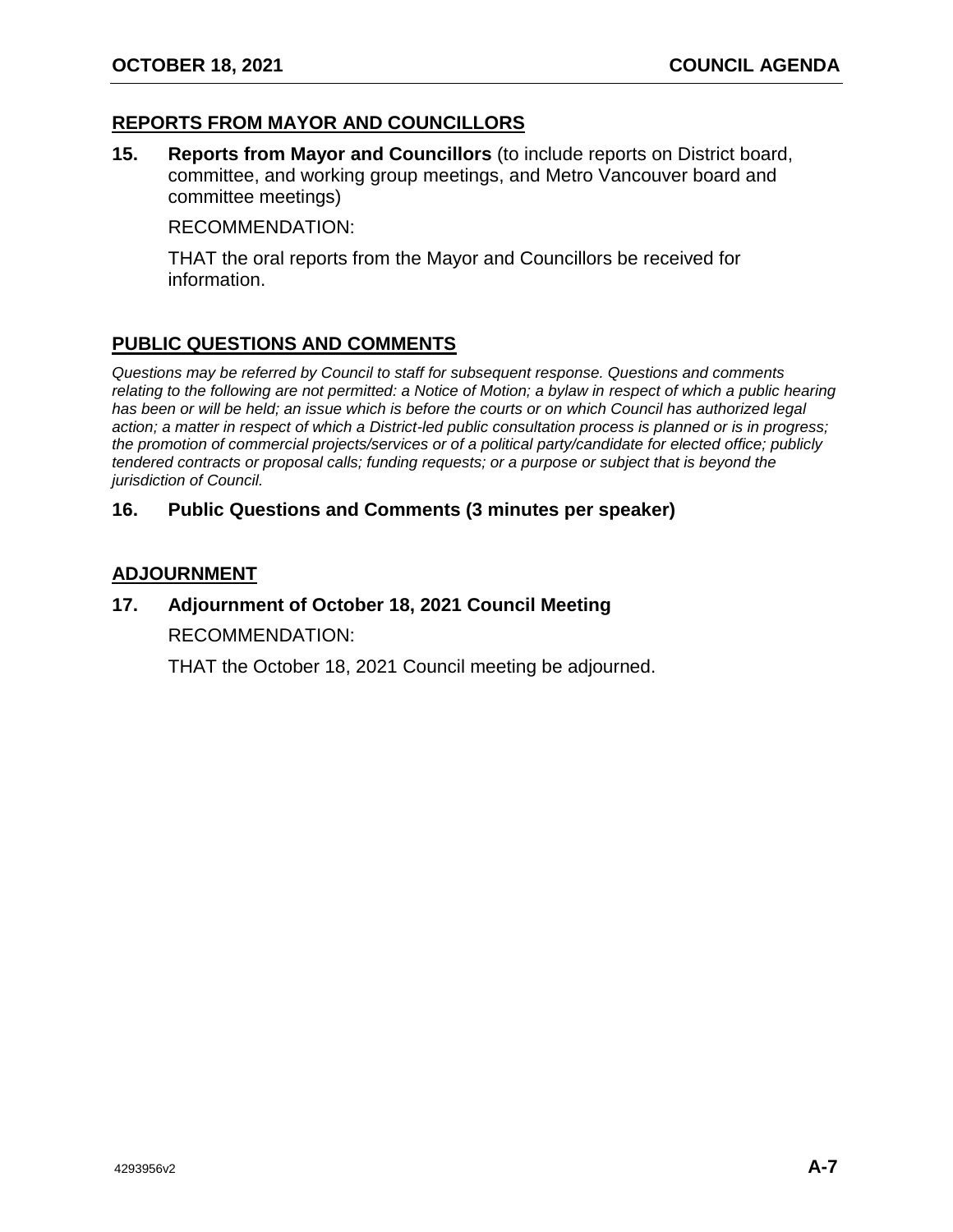## REPORTS FROM MAYOR AND COUNCILLORS

**15. Reports from Mayor and Councillors** (to include reports on District board, committee, and working group meetings, and Metro Vancouver board and committee meetings)

RECOMMENDATION:

THAT the oral reports from the Mayor and Councillors be received for information.

## PUBLIC QUESTIONS AND COMMENTS

*Questions may be referred by Council to staff for subsequent response. Questions and comments relating to the following are not permitted: a Notice of Motion; a bylaw in respect of which a public hearing has been or will be held; an issue which is before the courts or on which Council has authorized legal action; a matter in respect of which a District-led public consultation process is planned or is in progress; the promotion of commercial projects/services or of a political party/candidate for elected office; publicly tendered contracts or proposal calls; funding requests; or a purpose or subject that is beyond the jurisdiction of Council.*

**16. Public Questions and Comments (3 minutes per speaker)**

## ADJOURNMENT

**17. Adjournment of October 18, 2021 Council Meeting**

RECOMMENDATION:

THAT the October 18, 2021 Council meeting be adjourned.

4293956v2